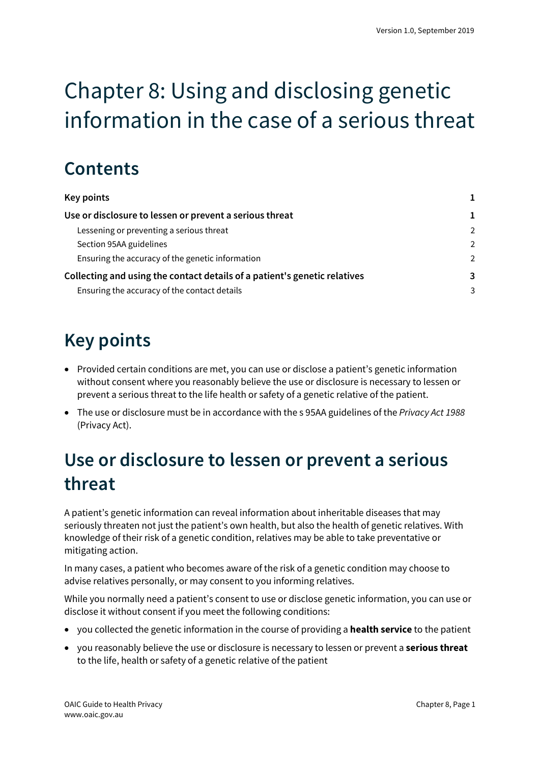# Chapter 8: Using and disclosing genetic information in the case of a serious threat

## Contents

| | |
|---|---|
| **Key points** | **1** |
| **Use or disclosure to lessen or prevent a serious threat** | **1** |
| Lessening or preventing a serious threat | 2 |
| Section 95AA guidelines | 2 |
| Ensuring the accuracy of the genetic information | 2 |
| **Collecting and using the contact details of a patient's genetic relatives** | **3** |
| Ensuring the accuracy of the contact details | 3 |

## Key points

- Provided certain conditions are met, you can use or disclose a patient's genetic information without consent where you reasonably believe the use or disclosure is necessary to lessen or prevent a serious threat to the life health or safety of a genetic relative of the patient.
- The use or disclosure must be in accordance with the s 95AA guidelines of the *Privacy Act 1988* (Privacy Act).

## Use or disclosure to lessen or prevent a serious threat

A patient's genetic information can reveal information about inheritable diseases that may seriously threaten not just the patient's own health, but also the health of genetic relatives. With knowledge of their risk of a genetic condition, relatives may be able to take preventative or mitigating action.

In many cases, a patient who becomes aware of the risk of a genetic condition may choose to advise relatives personally, or may consent to you informing relatives.

While you normally need a patient's consent to use or disclose genetic information, you can use or disclose it without consent if you meet the following conditions:

- you collected the genetic information in the course of providing a **health service** to the patient
- you reasonably believe the use or disclosure is necessary to lessen or prevent a **serious threat** to the life, health or safety of a genetic relative of the patient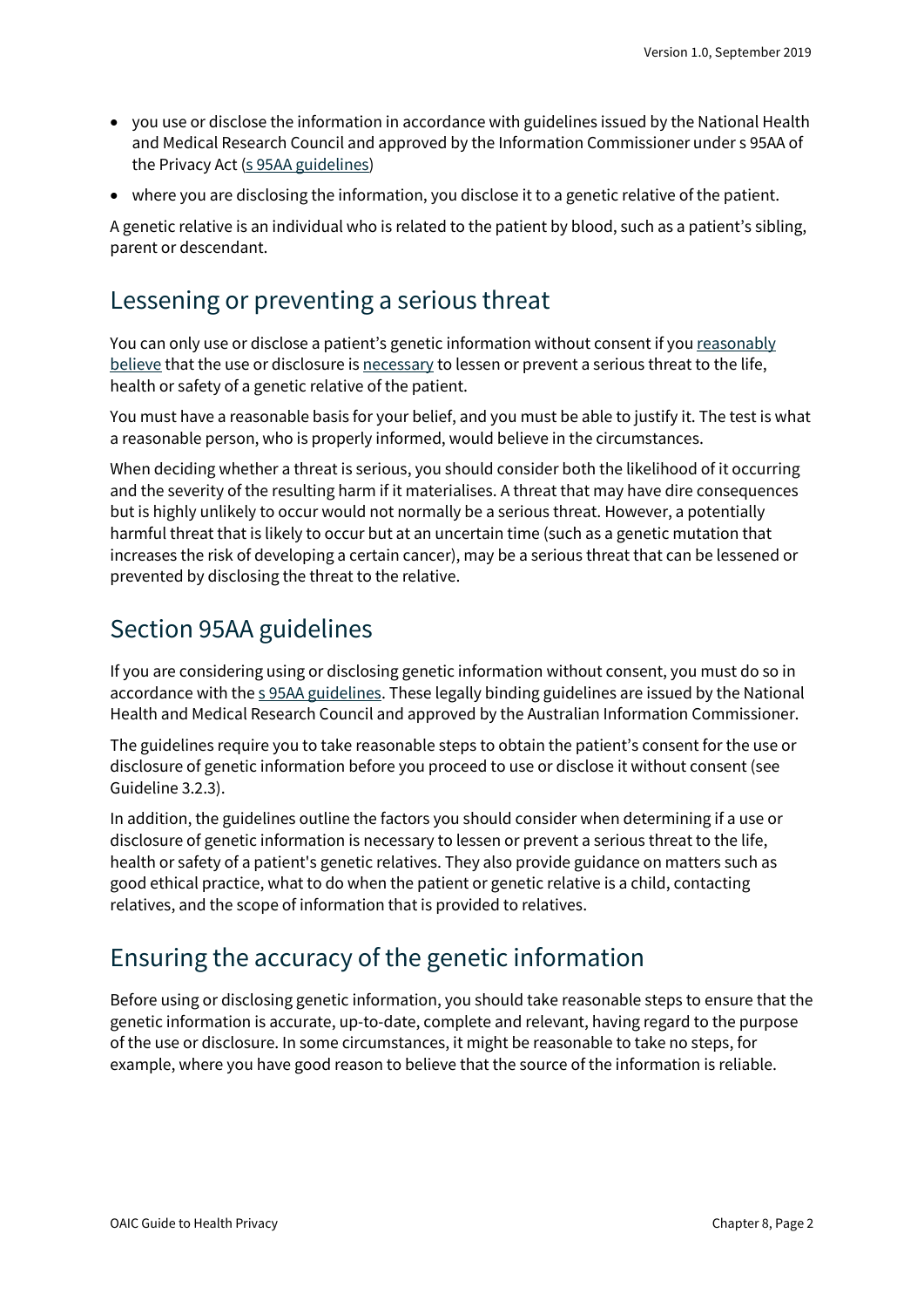- you use or disclose the information in accordance with guidelines issued by the National Health and Medical Research Council and approved by the Information Commissioner under s 95AA of the Privacy Act (s 95AA guidelines)
- where you are disclosing the information, you disclose it to a genetic relative of the patient.

A genetic relative is an individual who is related to the patient by blood, such as a patient's sibling, parent or descendant.

## Lessening or preventing a serious threat

You can only use or disclose a patient's genetic information without consent if you reasonably believe that the use or disclosure is necessary to lessen or prevent a serious threat to the life, health or safety of a genetic relative of the patient.

You must have a reasonable basis for your belief, and you must be able to justify it. The test is what a reasonable person, who is properly informed, would believe in the circumstances.

When deciding whether a threat is serious, you should consider both the likelihood of it occurring and the severity of the resulting harm if it materialises. A threat that may have dire consequences but is highly unlikely to occur would not normally be a serious threat. However, a potentially harmful threat that is likely to occur but at an uncertain time (such as a genetic mutation that increases the risk of developing a certain cancer), may be a serious threat that can be lessened or prevented by disclosing the threat to the relative.

## Section 95AA guidelines

If you are considering using or disclosing genetic information without consent, you must do so in accordance with the s 95AA guidelines. These legally binding guidelines are issued by the National Health and Medical Research Council and approved by the Australian Information Commissioner.

The guidelines require you to take reasonable steps to obtain the patient's consent for the use or disclosure of genetic information before you proceed to use or disclose it without consent (see Guideline 3.2.3).

In addition, the guidelines outline the factors you should consider when determining if a use or disclosure of genetic information is necessary to lessen or prevent a serious threat to the life, health or safety of a patient's genetic relatives. They also provide guidance on matters such as good ethical practice, what to do when the patient or genetic relative is a child, contacting relatives, and the scope of information that is provided to relatives.

## Ensuring the accuracy of the genetic information

Before using or disclosing genetic information, you should take reasonable steps to ensure that the genetic information is accurate, up-to-date, complete and relevant, having regard to the purpose of the use or disclosure. In some circumstances, it might be reasonable to take no steps, for example, where you have good reason to believe that the source of the information is reliable.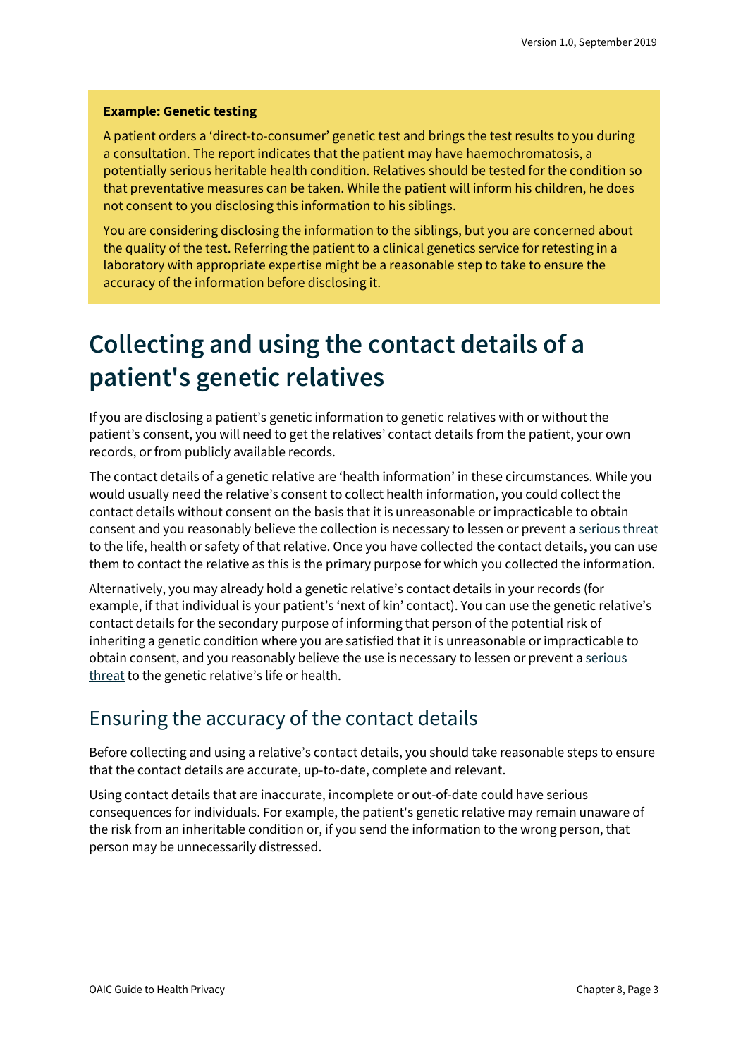**Example: Genetic testing**

A patient orders a 'direct-to-consumer' genetic test and brings the test results to you during a consultation. The report indicates that the patient may have haemochromatosis, a potentially serious heritable health condition. Relatives should be tested for the condition so that preventative measures can be taken. While the patient will inform his children, he does not consent to you disclosing this information to his siblings.

You are considering disclosing the information to the siblings, but you are concerned about the quality of the test. Referring the patient to a clinical genetics service for retesting in a laboratory with appropriate expertise might be a reasonable step to take to ensure the accuracy of the information before disclosing it.

# Collecting and using the contact details of a patient's genetic relatives

If you are disclosing a patient's genetic information to genetic relatives with or without the patient's consent, you will need to get the relatives' contact details from the patient, your own records, or from publicly available records.

The contact details of a genetic relative are 'health information' in these circumstances. While you would usually need the relative's consent to collect health information, you could collect the contact details without consent on the basis that it is unreasonable or impracticable to obtain consent and you reasonably believe the collection is necessary to lessen or prevent a serious threat to the life, health or safety of that relative. Once you have collected the contact details, you can use them to contact the relative as this is the primary purpose for which you collected the information.

Alternatively, you may already hold a genetic relative's contact details in your records (for example, if that individual is your patient's 'next of kin' contact). You can use the genetic relative's contact details for the secondary purpose of informing that person of the potential risk of inheriting a genetic condition where you are satisfied that it is unreasonable or impracticable to obtain consent, and you reasonably believe the use is necessary to lessen or prevent a serious threat to the genetic relative's life or health.

## Ensuring the accuracy of the contact details

Before collecting and using a relative's contact details, you should take reasonable steps to ensure that the contact details are accurate, up-to-date, complete and relevant.

Using contact details that are inaccurate, incomplete or out-of-date could have serious consequences for individuals. For example, the patient's genetic relative may remain unaware of the risk from an inheritable condition or, if you send the information to the wrong person, that person may be unnecessarily distressed.